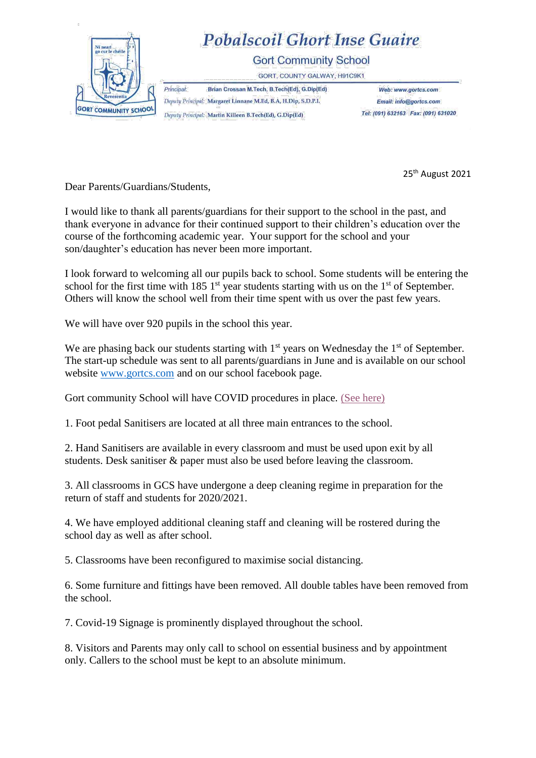# Pobalscoil Ghort Inse Guaire

## Gort Community School

GORT, COUNTY GALWAY, H91C9K1

*Principal:* Brian Crossan M.Tech, B.Tech(Ed), G.Dip(Ed)
*Deputy Principal:* Margaret Linnane M.Ed, B.A, H.Dip, S.D.P.I.
*Deputy Principal:* Martin Killeen B.Tech(Ed), G.Dip(Ed)

*Web: www.gortcs.com*
*Email: info@gortcs.com*
*Tel: (091) 632163 Fax: (091) 631020*

25th August 2021

Dear Parents/Guardians/Students,

I would like to thank all parents/guardians for their support to the school in the past, and thank everyone in advance for their continued support to their children's education over the course of the forthcoming academic year. Your support for the school and your son/daughter's education has never been more important.

I look forward to welcoming all our pupils back to school. Some students will be entering the school for the first time with 185 1st year students starting with us on the 1st of September. Others will know the school well from their time spent with us over the past few years.

We will have over 920 pupils in the school this year.

We are phasing back our students starting with 1st years on Wednesday the 1st of September. The start-up schedule was sent to all parents/guardians in June and is available on our school website [www.gortcs.com](http://www.gortcs.com) and on our school facebook page.

Gort community School will have COVID procedures in place. (See here)

1. Foot pedal Sanitisers are located at all three main entrances to the school.

2. Hand Sanitisers are available in every classroom and must be used upon exit by all students. Desk sanitiser & paper must also be used before leaving the classroom.

3. All classrooms in GCS have undergone a deep cleaning regime in preparation for the return of staff and students for 2020/2021.

4. We have employed additional cleaning staff and cleaning will be rostered during the school day as well as after school.

5. Classrooms have been reconfigured to maximise social distancing.

6. Some furniture and fittings have been removed. All double tables have been removed from the school.

7. Covid-19 Signage is prominently displayed throughout the school.

8. Visitors and Parents may only call to school on essential business and by appointment only. Callers to the school must be kept to an absolute minimum.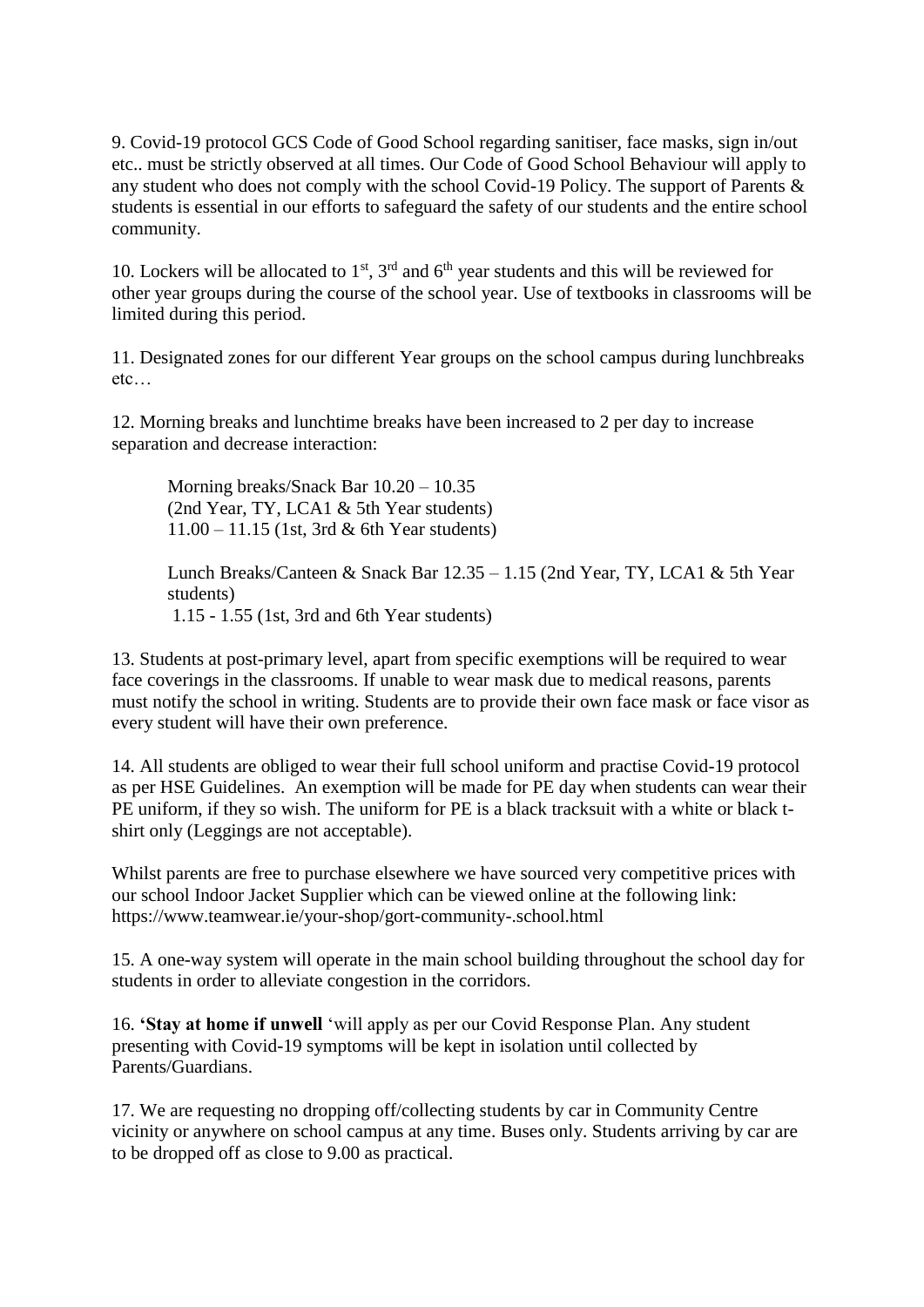9. Covid-19 protocol GCS Code of Good School regarding sanitiser, face masks, sign in/out etc.. must be strictly observed at all times. Our Code of Good School Behaviour will apply to any student who does not comply with the school Covid-19 Policy. The support of Parents & students is essential in our efforts to safeguard the safety of our students and the entire school community.

10. Lockers will be allocated to 1st, 3rd and 6th year students and this will be reviewed for other year groups during the course of the school year. Use of textbooks in classrooms will be limited during this period.

11. Designated zones for our different Year groups on the school campus during lunchbreaks etc…

12. Morning breaks and lunchtime breaks have been increased to 2 per day to increase separation and decrease interaction:

> Morning breaks/Snack Bar 10.20 – 10.35
> (2nd Year, TY, LCA1 & 5th Year students)
> 11.00 – 11.15 (1st, 3rd & 6th Year students)
>
> Lunch Breaks/Canteen & Snack Bar 12.35 – 1.15 (2nd Year, TY, LCA1 & 5th Year students)
> 1.15 - 1.55 (1st, 3rd and 6th Year students)

13. Students at post-primary level, apart from specific exemptions will be required to wear face coverings in the classrooms. If unable to wear mask due to medical reasons, parents must notify the school in writing. Students are to provide their own face mask or face visor as every student will have their own preference.

14. All students are obliged to wear their full school uniform and practise Covid-19 protocol as per HSE Guidelines. An exemption will be made for PE day when students can wear their PE uniform, if they so wish. The uniform for PE is a black tracksuit with a white or black t-shirt only (Leggings are not acceptable).

Whilst parents are free to purchase elsewhere we have sourced very competitive prices with our school Indoor Jacket Supplier which can be viewed online at the following link: https://www.teamwear.ie/your-shop/gort-community-.school.html

15. A one-way system will operate in the main school building throughout the school day for students in order to alleviate congestion in the corridors.

16. **'Stay at home if unwell** 'will apply as per our Covid Response Plan. Any student presenting with Covid-19 symptoms will be kept in isolation until collected by Parents/Guardians.

17. We are requesting no dropping off/collecting students by car in Community Centre vicinity or anywhere on school campus at any time. Buses only. Students arriving by car are to be dropped off as close to 9.00 as practical.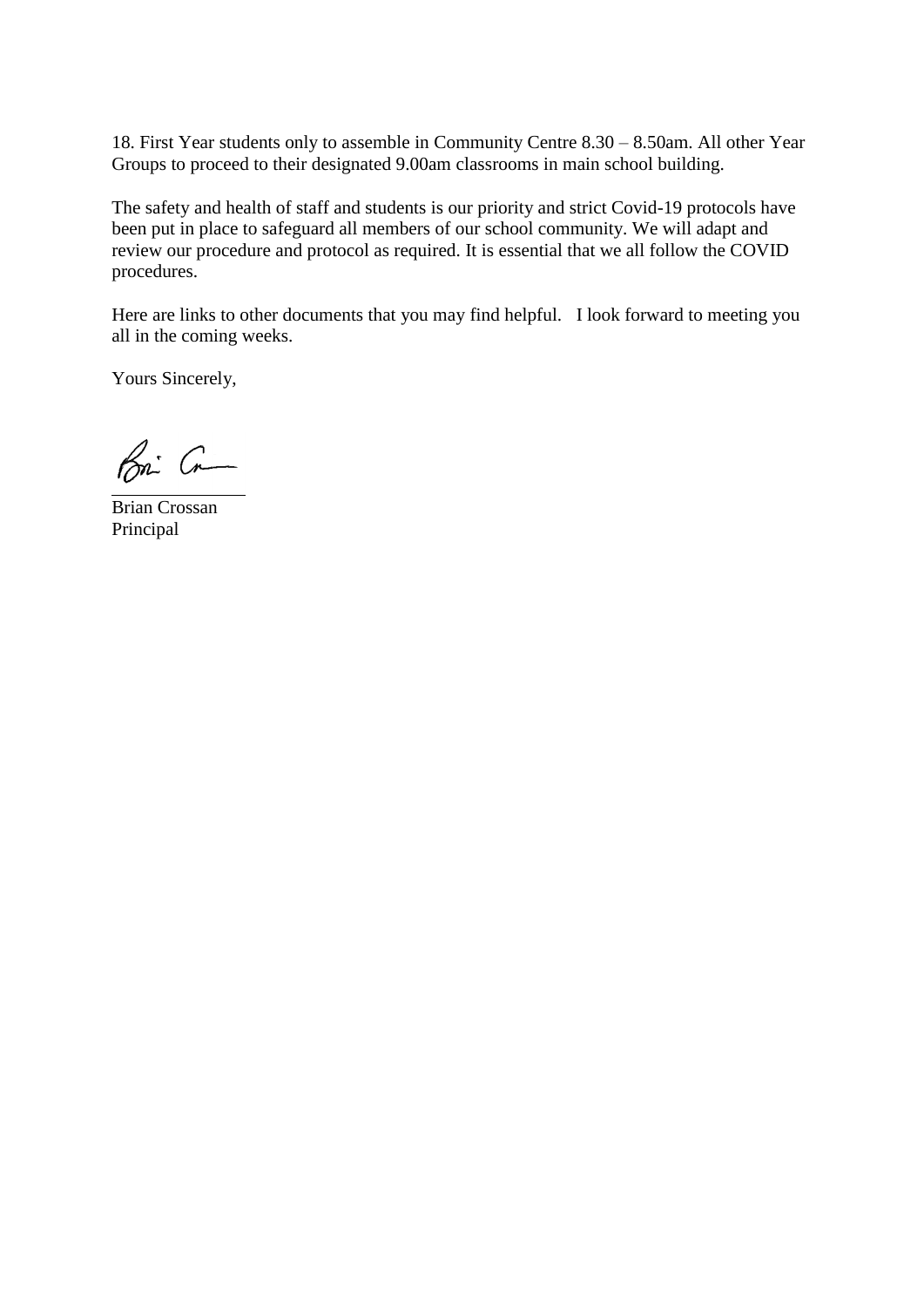18. First Year students only to assemble in Community Centre 8.30 – 8.50am. All other Year Groups to proceed to their designated 9.00am classrooms in main school building.

The safety and health of staff and students is our priority and strict Covid-19 protocols have been put in place to safeguard all members of our school community. We will adapt and review our procedure and protocol as required. It is essential that we all follow the COVID procedures.

Here are links to other documents that you may find helpful. I look forward to meeting you all in the coming weeks.

Yours Sincerely,

Brian Crossan
Principal